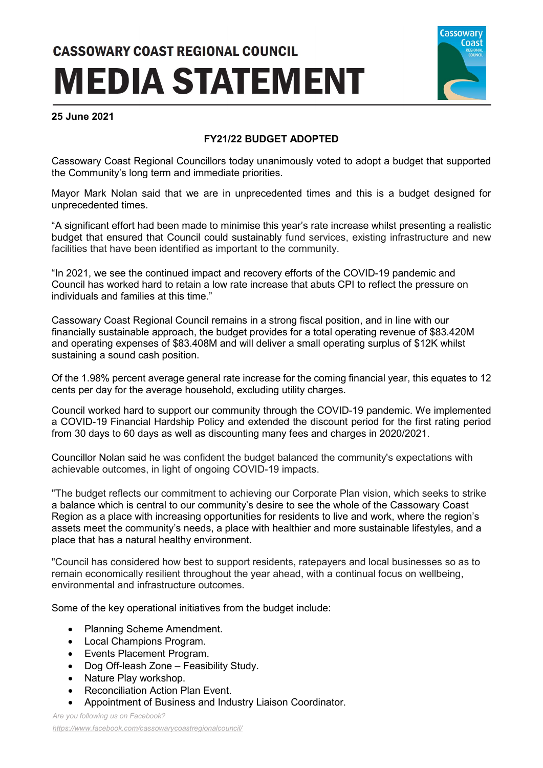# CASSOWARY COAST REGIONAL COUNCIL

# MEDIA STATEMENT

**25 June 2021**

## FY21/22 BUDGET ADOPTED

Cassowary Coast Regional Councillors today unanimously voted to adopt a budget that supported the Community's long term and immediate priorities.

Mayor Mark Nolan said that we are in unprecedented times and this is a budget designed for unprecedented times.

"A significant effort had been made to minimise this year's rate increase whilst presenting a realistic budget that ensured that Council could sustainably fund services, existing infrastructure and new facilities that have been identified as important to the community.

"In 2021, we see the continued impact and recovery efforts of the COVID-19 pandemic and Council has worked hard to retain a low rate increase that abuts CPI to reflect the pressure on individuals and families at this time."

Cassowary Coast Regional Council remains in a strong fiscal position, and in line with our financially sustainable approach, the budget provides for a total operating revenue of $83.420M and operating expenses of $83.408M and will deliver a small operating surplus of $12K whilst sustaining a sound cash position.

Of the 1.98% percent average general rate increase for the coming financial year, this equates to 12 cents per day for the average household, excluding utility charges.

Council worked hard to support our community through the COVID-19 pandemic. We implemented a COVID-19 Financial Hardship Policy and extended the discount period for the first rating period from 30 days to 60 days as well as discounting many fees and charges in 2020/2021.

Councillor Nolan said he was confident the budget balanced the community's expectations with achievable outcomes, in light of ongoing COVID-19 impacts.

"The budget reflects our commitment to achieving our Corporate Plan vision, which seeks to strike a balance which is central to our community's desire to see the whole of the Cassowary Coast Region as a place with increasing opportunities for residents to live and work, where the region's assets meet the community's needs, a place with healthier and more sustainable lifestyles, and a place that has a natural healthy environment.

"Council has considered how best to support residents, ratepayers and local businesses so as to remain economically resilient throughout the year ahead, with a continual focus on wellbeing, environmental and infrastructure outcomes.

Some of the key operational initiatives from the budget include:

- Planning Scheme Amendment.
- Local Champions Program.
- Events Placement Program.
- Dog Off-leash Zone – Feasibility Study.
- Nature Play workshop.
- Reconciliation Action Plan Event.
- Appointment of Business and Industry Liaison Coordinator.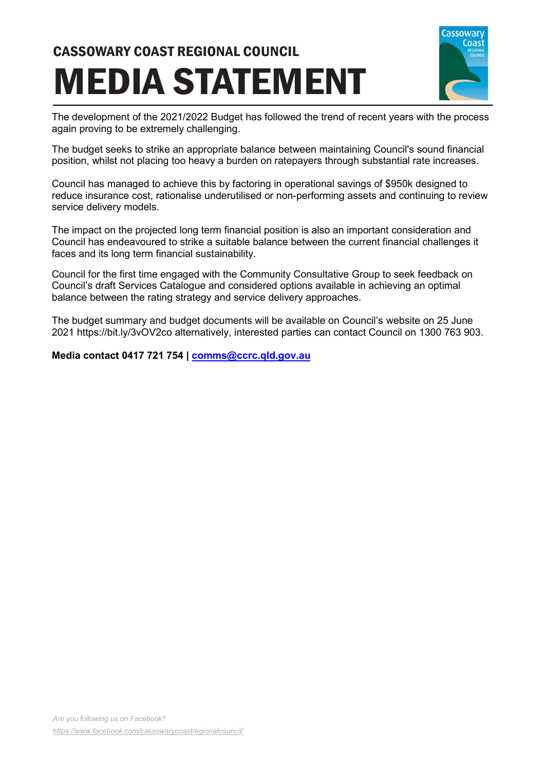## CASSOWARY COAST REGIONAL COUNCIL

# MEDIA STATEMENT

The development of the 2021/2022 Budget has followed the trend of recent years with the process again proving to be extremely challenging.

The budget seeks to strike an appropriate balance between maintaining Council's sound financial position, whilst not placing too heavy a burden on ratepayers through substantial rate increases.

Council has managed to achieve this by factoring in operational savings of $950k designed to reduce insurance cost, rationalise underutilised or non-performing assets and continuing to review service delivery models.

The impact on the projected long term financial position is also an important consideration and Council has endeavoured to strike a suitable balance between the current financial challenges it faces and its long term financial sustainability.

Council for the first time engaged with the Community Consultative Group to seek feedback on Council's draft Services Catalogue and considered options available in achieving an optimal balance between the rating strategy and service delivery approaches.

The budget summary and budget documents will be available on Council's website on 25 June 2021 https://bit.ly/3vOV2co alternatively, interested parties can contact Council on 1300 763 903.

**Media contact 0417 721 754 | comms@ccrc.qld.gov.au**

*Are you following us on Facebook?*

*https://www.facebook.com/cassowarycoastregionalcouncil/*